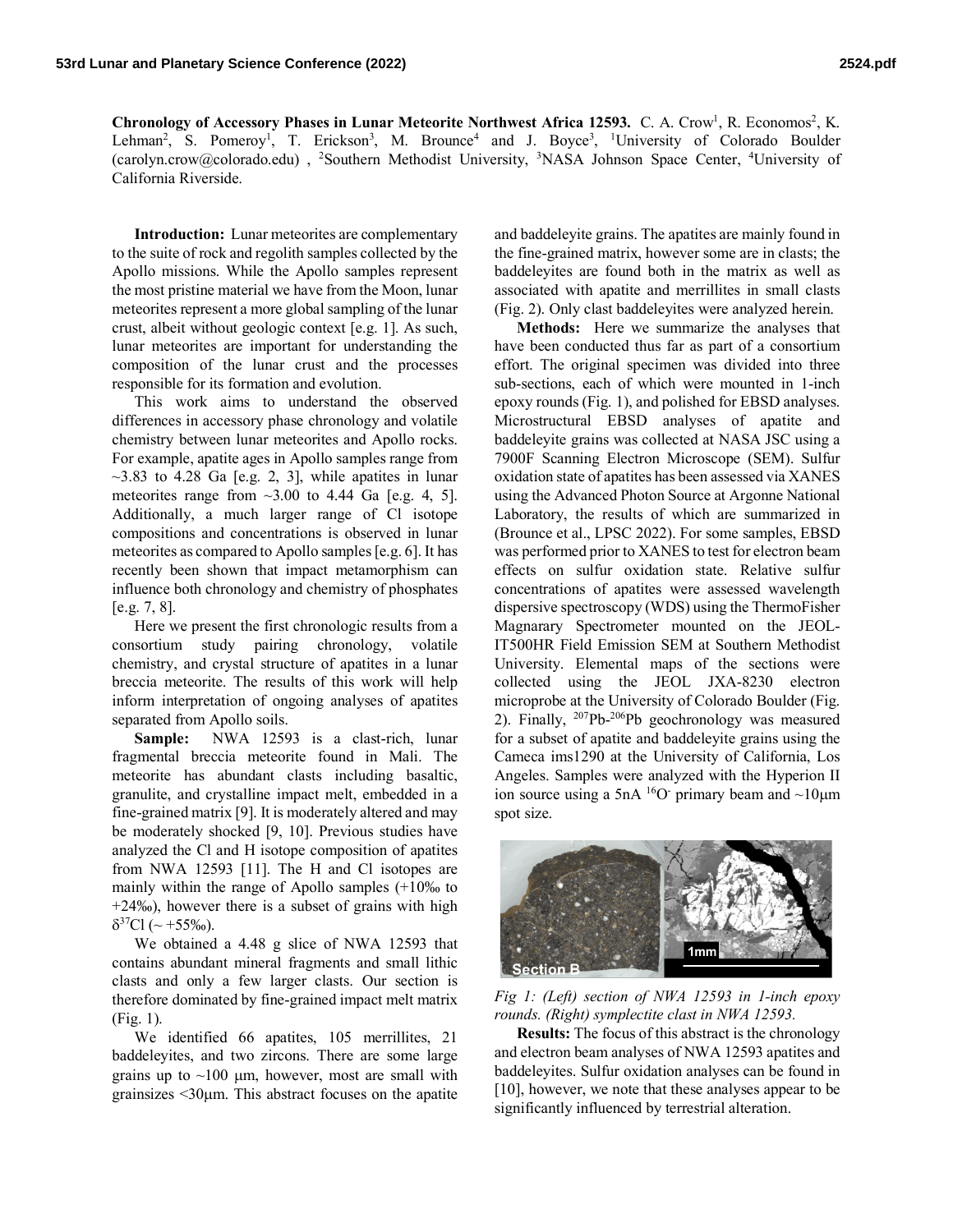**Chronology of Accessory Phases in Lunar Meteorite Northwest Africa 12593.** C. A. Crow[1], R. Economos[2], K. Lehman[2], S. Pomeroy[1], T. Erickson[3], M. Brounce[4] and J. Boyce[3], [1]University of Colorado Boulder (carolyn.crow@colorado.edu) , [2]Southern Methodist University, [3]NASA Johnson Space Center, [4]University of California Riverside.

**Introduction:** Lunar meteorites are complementary to the suite of rock and regolith samples collected by the Apollo missions. While the Apollo samples represent the most pristine material we have from the Moon, lunar meteorites represent a more global sampling of the lunar crust, albeit without geologic context [e.g. 1]. As such, lunar meteorites are important for understanding the composition of the lunar crust and the processes responsible for its formation and evolution.

This work aims to understand the observed differences in accessory phase chronology and volatile chemistry between lunar meteorites and Apollo rocks. For example, apatite ages in Apollo samples range from ~3.83 to 4.28 Ga [e.g. 2, 3], while apatites in lunar meteorites range from ~3.00 to 4.44 Ga [e.g. 4, 5]. Additionally, a much larger range of Cl isotope compositions and concentrations is observed in lunar meteorites as compared to Apollo samples [e.g. 6]. It has recently been shown that impact metamorphism can influence both chronology and chemistry of phosphates [e.g. 7, 8].

Here we present the first chronologic results from a consortium study pairing chronology, volatile chemistry, and crystal structure of apatites in a lunar breccia meteorite. The results of this work will help inform interpretation of ongoing analyses of apatites separated from Apollo soils.

**Sample:** NWA 12593 is a clast-rich, lunar fragmental breccia meteorite found in Mali. The meteorite has abundant clasts including basaltic, granulite, and crystalline impact melt, embedded in a fine-grained matrix [9]. It is moderately altered and may be moderately shocked [9, 10]. Previous studies have analyzed the Cl and H isotope composition of apatites from NWA 12593 [11]. The H and Cl isotopes are mainly within the range of Apollo samples (+10‰ to +24‰), however there is a subset of grains with high $\delta^{37}$Cl (~ +55‰).

We obtained a 4.48 g slice of NWA 12593 that contains abundant mineral fragments and small lithic clasts and only a few larger clasts. Our section is therefore dominated by fine-grained impact melt matrix (Fig. 1).

We identified 66 apatites, 105 merrillites, 21 baddeleyites, and two zircons. There are some large grains up to ~100 μm, however, most are small with grainsizes <30μm. This abstract focuses on the apatite and baddeleyite grains. The apatites are mainly found in the fine-grained matrix, however some are in clasts; the baddeleyites are found both in the matrix as well as associated with apatite and merrillites in small clasts (Fig. 2). Only clast baddeleyites were analyzed herein.

**Methods:** Here we summarize the analyses that have been conducted thus far as part of a consortium effort. The original specimen was divided into three sub-sections, each of which were mounted in 1-inch epoxy rounds (Fig. 1), and polished for EBSD analyses. Microstructural EBSD analyses of apatite and baddeleyite grains was collected at NASA JSC using a 7900F Scanning Electron Microscope (SEM). Sulfur oxidation state of apatites has been assessed via XANES using the Advanced Photon Source at Argonne National Laboratory, the results of which are summarized in (Brounce et al., LPSC 2022). For some samples, EBSD was performed prior to XANES to test for electron beam effects on sulfur oxidation state. Relative sulfur concentrations of apatites were assessed wavelength dispersive spectroscopy (WDS) using the ThermoFisher Magnarary Spectrometer mounted on the JEOL-IT500HR Field Emission SEM at Southern Methodist University. Elemental maps of the sections were collected using the JEOL JXA-8230 electron microprobe at the University of Colorado Boulder (Fig. 2). Finally, $^{207}$Pb-$^{206}$Pb geochronology was measured for a subset of apatite and baddeleyite grains using the Cameca ims1290 at the University of California, Los Angeles. Samples were analyzed with the Hyperion II ion source using a 5nA $^{16}$O$^{-}$ primary beam and ~10μm spot size.

*Fig 1: (Left) section of NWA 12593 in 1-inch epoxy rounds. (Right) symplectite clast in NWA 12593.*

**Results:** The focus of this abstract is the chronology and electron beam analyses of NWA 12593 apatites and baddeleyites. Sulfur oxidation analyses can be found in [10], however, we note that these analyses appear to be significantly influenced by terrestrial alteration.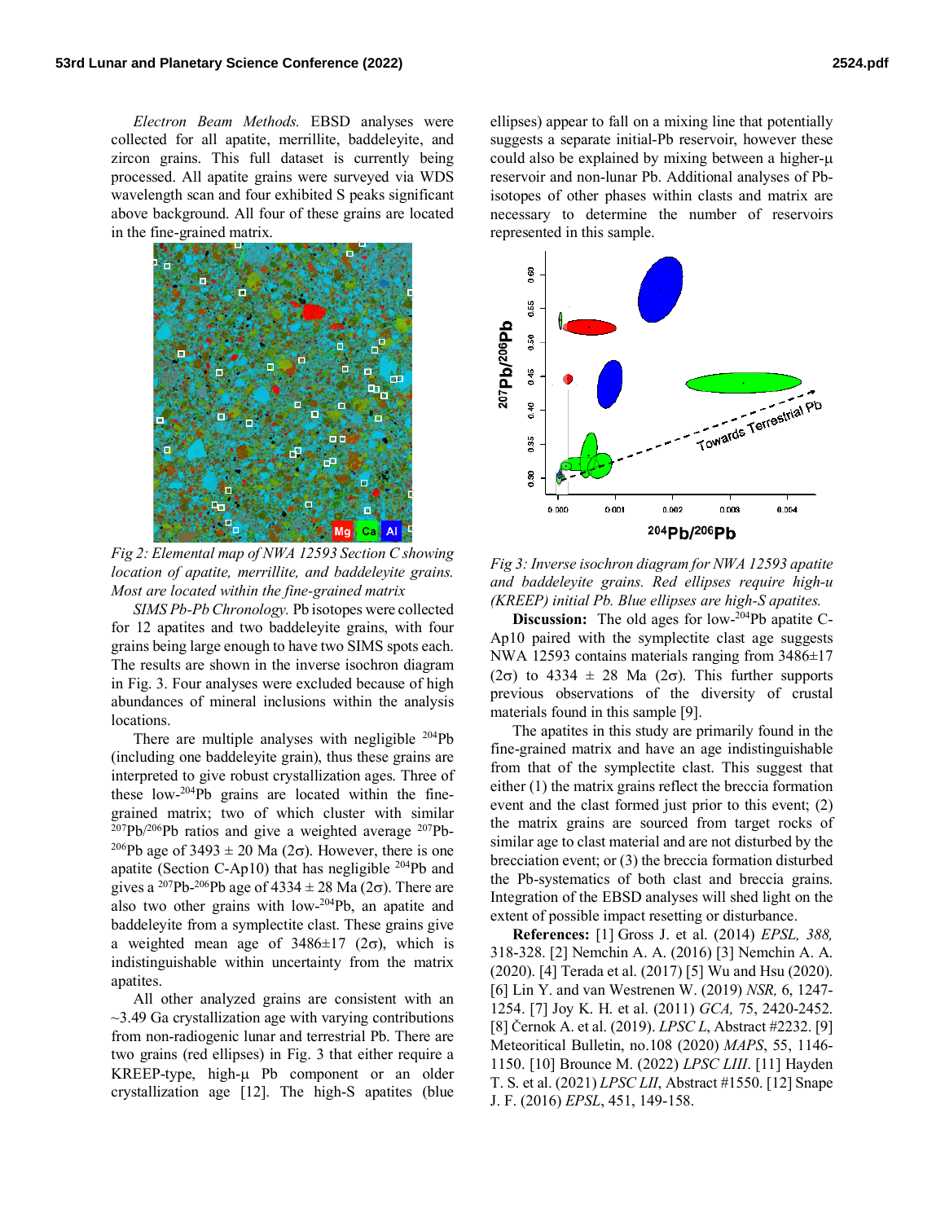*Electron Beam Methods.* EBSD analyses were collected for all apatite, merrillite, baddeleyite, and zircon grains. This full dataset is currently being processed. All apatite grains were surveyed via WDS wavelength scan and four exhibited S peaks significant above background. All four of these grains are located in the fine-grained matrix.

Mg Ca Al

*Fig 2: Elemental map of NWA 12593 Section C showing location of apatite, merrillite, and baddeleyite grains. Most are located within the fine-grained matrix*

*SIMS Pb-Pb Chronology.* Pb isotopes were collected for 12 apatites and two baddeleyite grains, with four grains being large enough to have two SIMS spots each. The results are shown in the inverse isochron diagram in Fig. 3. Four analyses were excluded because of high abundances of mineral inclusions within the analysis locations.

There are multiple analyses with negligible $^{204}$Pb (including one baddeleyite grain), thus these grains are interpreted to give robust crystallization ages. Three of these low-$^{204}$Pb grains are located within the fine-grained matrix; two of which cluster with similar $^{207}$Pb/$^{206}$Pb ratios and give a weighted average $^{207}$Pb-$^{206}$Pb age of 3493 ± 20 Ma (2σ). However, there is one apatite (Section C-Ap10) that has negligible $^{204}$Pb and gives a $^{207}$Pb-$^{206}$Pb age of 4334 ± 28 Ma (2σ). There are also two other grains with low-$^{204}$Pb, an apatite and baddeleyite from a symplectite clast. These grains give a weighted mean age of 3486±17 (2σ), which is indistinguishable within uncertainty from the matrix apatites.

All other analyzed grains are consistent with an ~3.49 Ga crystallization age with varying contributions from non-radiogenic lunar and terrestrial Pb. There are two grains (red ellipses) in Fig. 3 that either require a KREEP-type, high-μ Pb component or an older crystallization age [12]. The high-S apatites (blue ellipses) appear to fall on a mixing line that potentially suggests a separate initial-Pb reservoir, however these could also be explained by mixing between a higher-μ reservoir and non-lunar Pb. Additional analyses of Pb-isotopes of other phases within clasts and matrix are necessary to determine the number of reservoirs represented in this sample.

$^{207}$Pb/$^{206}$Pb

0.30 0.35 0.40 0.45 0.50 0.55 0.60

Towards Terrestrial Pb

0.000 0.001 0.002 0.003 0.004

$^{204}$Pb/$^{206}$Pb

*Fig 3: Inverse isochron diagram for NWA 12593 apatite and baddeleyite grains. Red ellipses require high-u (KREEP) initial Pb. Blue ellipses are high-S apatites.*

**Discussion:** The old ages for low-$^{204}$Pb apatite C-Ap10 paired with the symplectite clast age suggests NWA 12593 contains materials ranging from 3486±17 (2σ) to 4334 ± 28 Ma (2σ). This further supports previous observations of the diversity of crustal materials found in this sample [9].

The apatites in this study are primarily found in the fine-grained matrix and have an age indistinguishable from that of the symplectite clast. This suggest that either (1) the matrix grains reflect the breccia formation event and the clast formed just prior to this event; (2) the matrix grains are sourced from target rocks of similar age to clast material and are not disturbed by the brecciation event; or (3) the breccia formation disturbed the Pb-systematics of both clast and breccia grains. Integration of the EBSD analyses will shed light on the extent of possible impact resetting or disturbance.

**References:** [1] Gross J. et al. (2014) *EPSL, 388,* 318-328. [2] Nemchin A. A. (2016) [3] Nemchin A. A. (2020). [4] Terada et al. (2017) [5] Wu and Hsu (2020). [6] Lin Y. and van Westrenen W. (2019) *NSR*, 6, 1247-1254. [7] Joy K. H. et al. (2011) *GCA,* 75, 2420-2452. [8] Černok A. et al. (2019). *LPSC L*, Abstract #2232. [9] Meteoritical Bulletin, no.108 (2020) *MAPS*, 55, 1146-1150. [10] Brounce M. (2022) *LPSC LIII*. [11] Hayden T. S. et al. (2021) *LPSC LII*, Abstract #1550. [12] Snape J. F. (2016) *EPSL*, 451, 149-158.